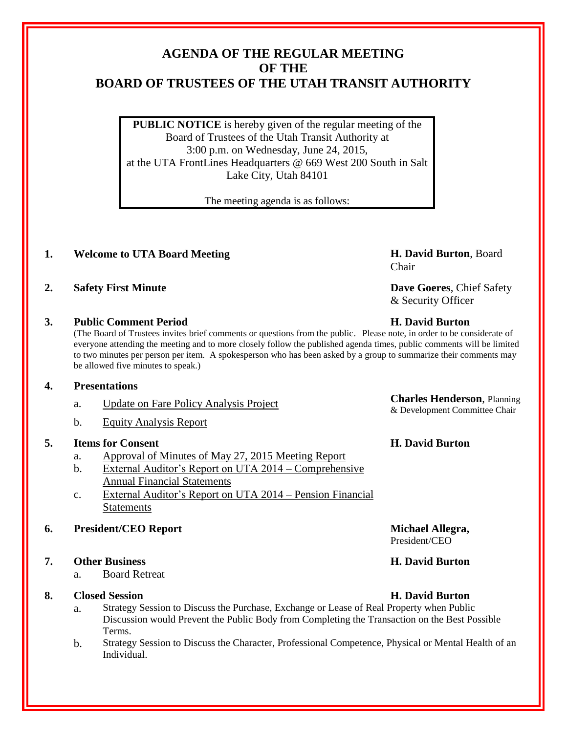# AGENDA OF THE REGULAR MEETING OF THE BOARD OF TRUSTEES OF THE UTAH TRANSIT AUTHORITY

**PUBLIC NOTICE** is hereby given of the regular meeting of the Board of Trustees of the Utah Transit Authority at 3:00 p.m. on Wednesday, June 24, 2015, at the UTA FrontLines Headquarters @ 669 West 200 South in Salt Lake City, Utah 84101

The meeting agenda is as follows:

1. **Welcome to UTA Board Meeting** — **H. David Burton**, Board Chair

2. **Safety First Minute** — **Dave Goeres**, Chief Safety & Security Officer

3. **Public Comment Period** — **H. David Burton**

   (The Board of Trustees invites brief comments or questions from the public. Please note, in order to be considerate of everyone attending the meeting and to more closely follow the published agenda times, public comments will be limited to two minutes per person per item. A spokesperson who has been asked by a group to summarize their comments may be allowed five minutes to speak.)

4. **Presentations** — **Charles Henderson**, Planning & Development Committee Chair
   a. Update on Fare Policy Analysis Project
   b. Equity Analysis Report

5. **Items for Consent** — **H. David Burton**
   a. Approval of Minutes of May 27, 2015 Meeting Report
   b. External Auditor's Report on UTA 2014 – Comprehensive Annual Financial Statements
   c. External Auditor's Report on UTA 2014 – Pension Financial Statements

6. **President/CEO Report** — **Michael Allegra,** President/CEO

7. **Other Business** — **H. David Burton**
   a. Board Retreat

8. **Closed Session** — **H. David Burton**
   a. Strategy Session to Discuss the Purchase, Exchange or Lease of Real Property when Public Discussion would Prevent the Public Body from Completing the Transaction on the Best Possible Terms.
   b. Strategy Session to Discuss the Character, Professional Competence, Physical or Mental Health of an Individual.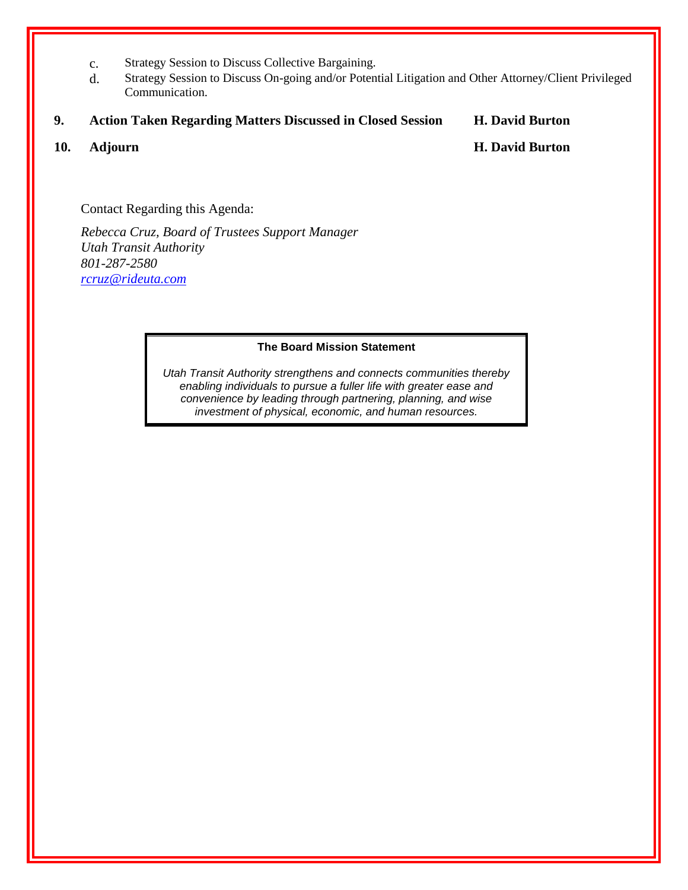c. Strategy Session to Discuss Collective Bargaining.

d. Strategy Session to Discuss On-going and/or Potential Litigation and Other Attorney/Client Privileged Communication.

**9. Action Taken Regarding Matters Discussed in Closed Session** **H. David Burton**

**10. Adjourn** **H. David Burton**

Contact Regarding this Agenda:

*Rebecca Cruz, Board of Trustees Support Manager*
*Utah Transit Authority*
*801-287-2580*
*rcruz@rideuta.com*

**The Board Mission Statement**

*Utah Transit Authority strengthens and connects communities thereby enabling individuals to pursue a fuller life with greater ease and convenience by leading through partnering, planning, and wise investment of physical, economic, and human resources.*